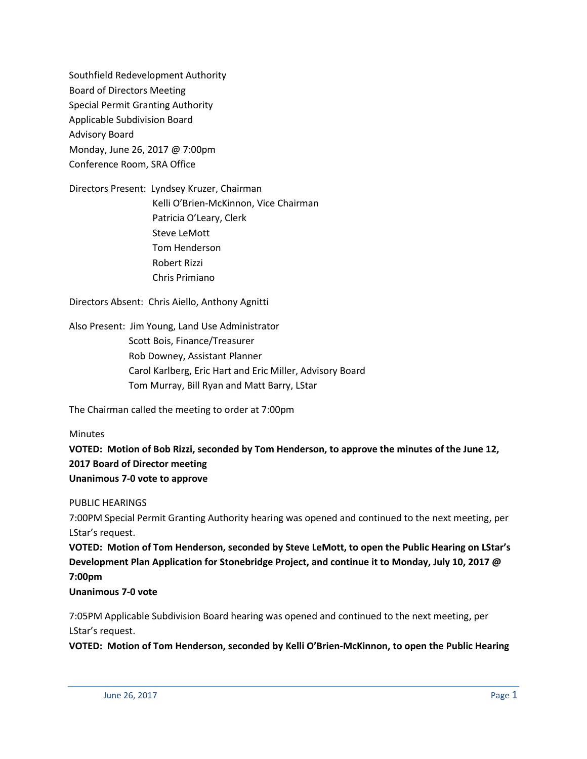Southfield Redevelopment Authority
Board of Directors Meeting
Special Permit Granting Authority
Applicable Subdivision Board
Advisory Board
Monday, June 26, 2017 @ 7:00pm
Conference Room, SRA Office

Directors Present: Lyndsey Kruzer, Chairman
Kelli O'Brien-McKinnon, Vice Chairman
Patricia O'Leary, Clerk
Steve LeMott
Tom Henderson
Robert Rizzi
Chris Primiano

Directors Absent: Chris Aiello, Anthony Agnitti

Also Present: Jim Young, Land Use Administrator
Scott Bois, Finance/Treasurer
Rob Downey, Assistant Planner
Carol Karlberg, Eric Hart and Eric Miller, Advisory Board
Tom Murray, Bill Ryan and Matt Barry, LStar

The Chairman called the meeting to order at 7:00pm

Minutes

**VOTED: Motion of Bob Rizzi, seconded by Tom Henderson, to approve the minutes of the June 12, 2017 Board of Director meeting**
**Unanimous 7-0 vote to approve**

PUBLIC HEARINGS

7:00PM Special Permit Granting Authority hearing was opened and continued to the next meeting, per LStar's request.

**VOTED: Motion of Tom Henderson, seconded by Steve LeMott, to open the Public Hearing on LStar's Development Plan Application for Stonebridge Project, and continue it to Monday, July 10, 2017 @ 7:00pm**
**Unanimous 7-0 vote**

7:05PM Applicable Subdivision Board hearing was opened and continued to the next meeting, per LStar's request.

**VOTED: Motion of Tom Henderson, seconded by Kelli O'Brien-McKinnon, to open the Public Hearing**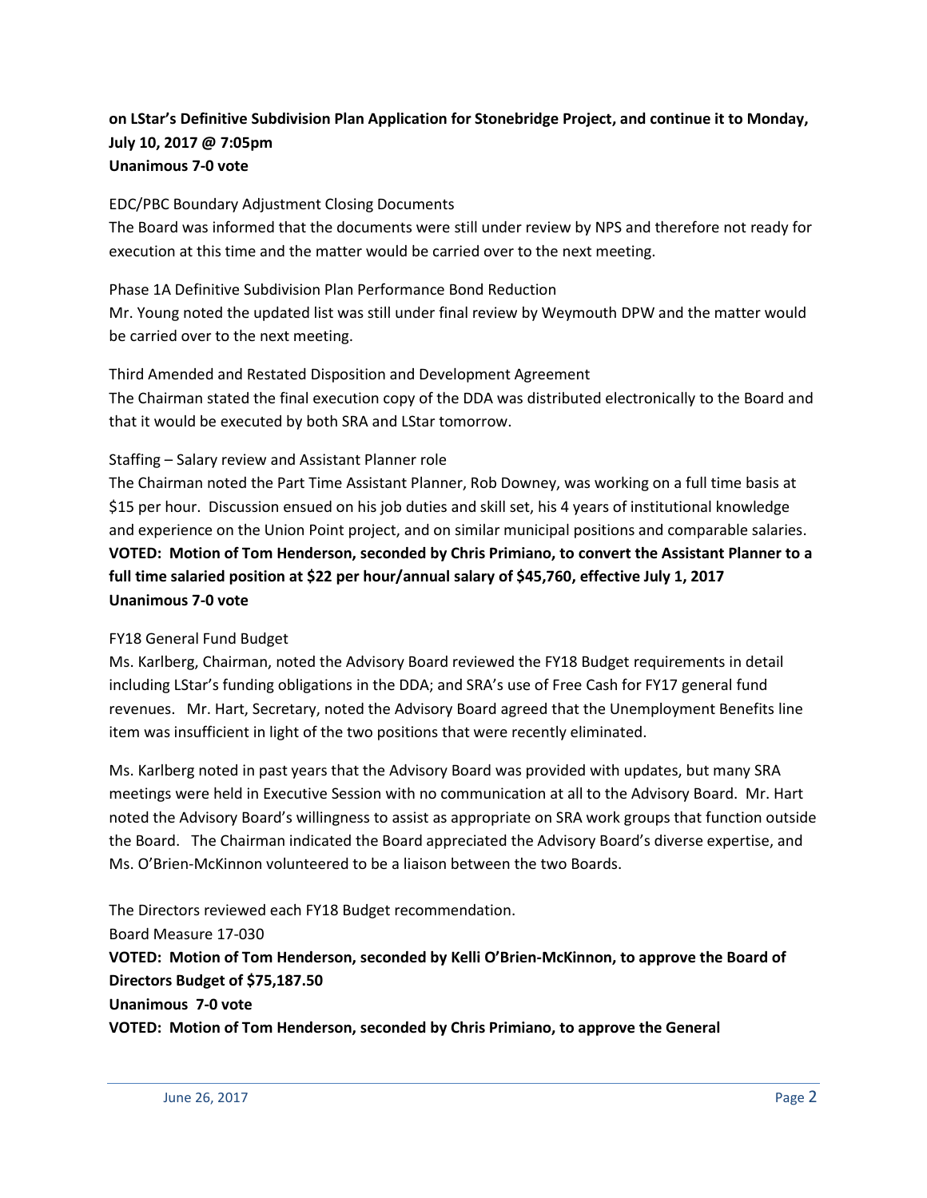**on LStar's Definitive Subdivision Plan Application for Stonebridge Project, and continue it to Monday, July 10, 2017 @ 7:05pm**
**Unanimous 7-0 vote**

EDC/PBC Boundary Adjustment Closing Documents
The Board was informed that the documents were still under review by NPS and therefore not ready for execution at this time and the matter would be carried over to the next meeting.

Phase 1A Definitive Subdivision Plan Performance Bond Reduction
Mr. Young noted the updated list was still under final review by Weymouth DPW and the matter would be carried over to the next meeting.

Third Amended and Restated Disposition and Development Agreement
The Chairman stated the final execution copy of the DDA was distributed electronically to the Board and that it would be executed by both SRA and LStar tomorrow.

Staffing – Salary review and Assistant Planner role
The Chairman noted the Part Time Assistant Planner, Rob Downey, was working on a full time basis at $15 per hour. Discussion ensued on his job duties and skill set, his 4 years of institutional knowledge and experience on the Union Point project, and on similar municipal positions and comparable salaries.
**VOTED: Motion of Tom Henderson, seconded by Chris Primiano, to convert the Assistant Planner to a full time salaried position at $22 per hour/annual salary of $45,760, effective July 1, 2017**
**Unanimous 7-0 vote**

FY18 General Fund Budget
Ms. Karlberg, Chairman, noted the Advisory Board reviewed the FY18 Budget requirements in detail including LStar's funding obligations in the DDA; and SRA's use of Free Cash for FY17 general fund revenues. Mr. Hart, Secretary, noted the Advisory Board agreed that the Unemployment Benefits line item was insufficient in light of the two positions that were recently eliminated.

Ms. Karlberg noted in past years that the Advisory Board was provided with updates, but many SRA meetings were held in Executive Session with no communication at all to the Advisory Board. Mr. Hart noted the Advisory Board's willingness to assist as appropriate on SRA work groups that function outside the Board. The Chairman indicated the Board appreciated the Advisory Board's diverse expertise, and Ms. O'Brien-McKinnon volunteered to be a liaison between the two Boards.

The Directors reviewed each FY18 Budget recommendation.
Board Measure 17-030
**VOTED: Motion of Tom Henderson, seconded by Kelli O'Brien-McKinnon, to approve the Board of Directors Budget of $75,187.50**
**Unanimous 7-0 vote**
**VOTED: Motion of Tom Henderson, seconded by Chris Primiano, to approve the General**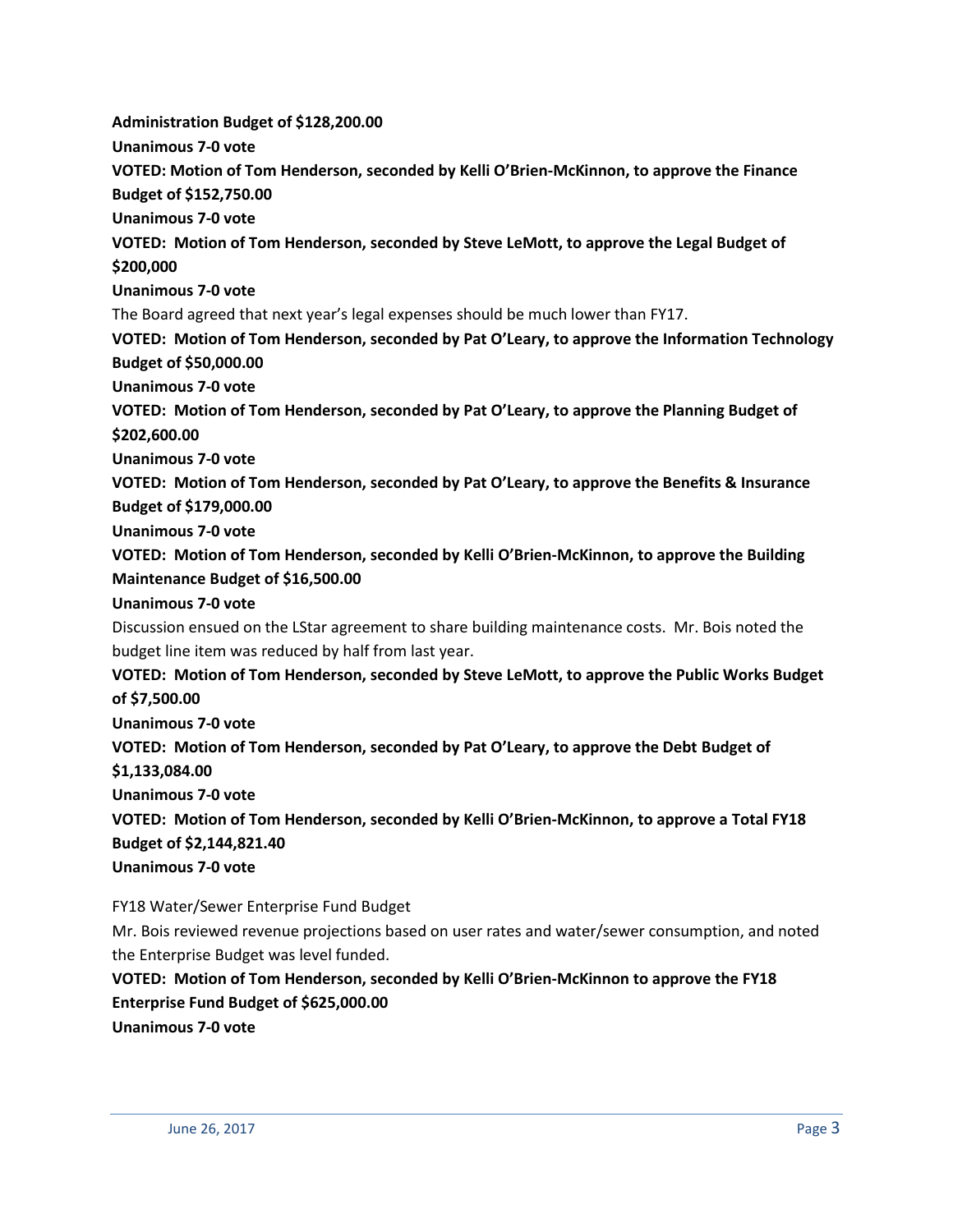**Administration Budget of $128,200.00**

**Unanimous 7-0 vote**

**VOTED: Motion of Tom Henderson, seconded by Kelli O'Brien-McKinnon, to approve the Finance Budget of $152,750.00**

**Unanimous 7-0 vote**

**VOTED: Motion of Tom Henderson, seconded by Steve LeMott, to approve the Legal Budget of $200,000**

**Unanimous 7-0 vote**

The Board agreed that next year's legal expenses should be much lower than FY17.

**VOTED: Motion of Tom Henderson, seconded by Pat O'Leary, to approve the Information Technology Budget of $50,000.00**

**Unanimous 7-0 vote**

**VOTED: Motion of Tom Henderson, seconded by Pat O'Leary, to approve the Planning Budget of $202,600.00**

**Unanimous 7-0 vote**

**VOTED: Motion of Tom Henderson, seconded by Pat O'Leary, to approve the Benefits & Insurance Budget of $179,000.00**

**Unanimous 7-0 vote**

**VOTED: Motion of Tom Henderson, seconded by Kelli O'Brien-McKinnon, to approve the Building Maintenance Budget of $16,500.00**

**Unanimous 7-0 vote**

Discussion ensued on the LStar agreement to share building maintenance costs. Mr. Bois noted the budget line item was reduced by half from last year.

**VOTED: Motion of Tom Henderson, seconded by Steve LeMott, to approve the Public Works Budget of $7,500.00**

**Unanimous 7-0 vote**

**VOTED: Motion of Tom Henderson, seconded by Pat O'Leary, to approve the Debt Budget of $1,133,084.00**

**Unanimous 7-0 vote**

**VOTED: Motion of Tom Henderson, seconded by Kelli O'Brien-McKinnon, to approve a Total FY18 Budget of $2,144,821.40**

**Unanimous 7-0 vote**

FY18 Water/Sewer Enterprise Fund Budget

Mr. Bois reviewed revenue projections based on user rates and water/sewer consumption, and noted the Enterprise Budget was level funded.

**VOTED: Motion of Tom Henderson, seconded by Kelli O'Brien-McKinnon to approve the FY18 Enterprise Fund Budget of $625,000.00**

**Unanimous 7-0 vote**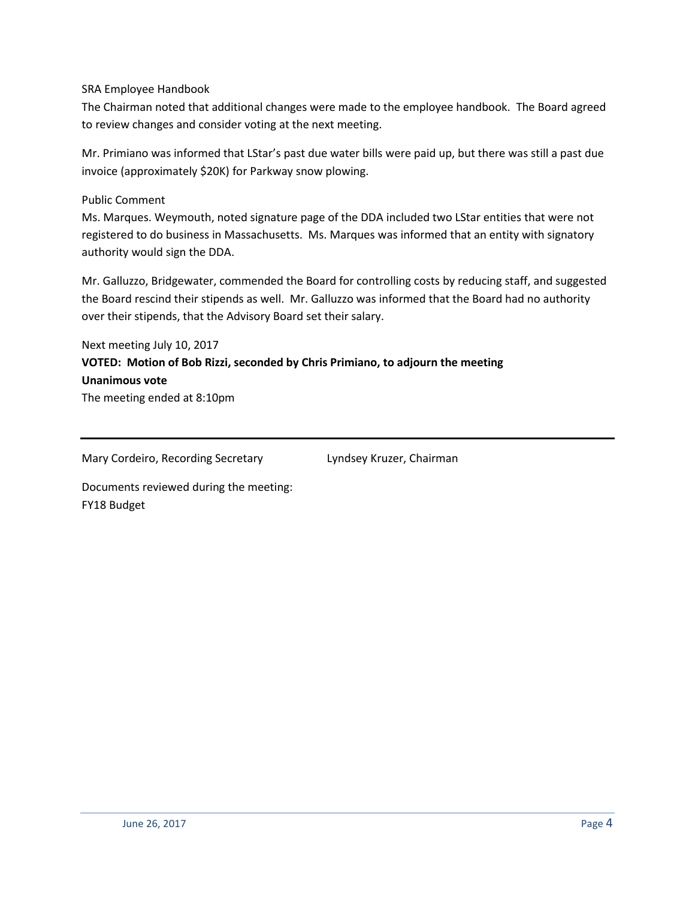SRA Employee Handbook

The Chairman noted that additional changes were made to the employee handbook. The Board agreed to review changes and consider voting at the next meeting.

Mr. Primiano was informed that LStar's past due water bills were paid up, but there was still a past due invoice (approximately $20K) for Parkway snow plowing.

Public Comment

Ms. Marques. Weymouth, noted signature page of the DDA included two LStar entities that were not registered to do business in Massachusetts. Ms. Marques was informed that an entity with signatory authority would sign the DDA.

Mr. Galluzzo, Bridgewater, commended the Board for controlling costs by reducing staff, and suggested the Board rescind their stipends as well. Mr. Galluzzo was informed that the Board had no authority over their stipends, that the Advisory Board set their salary.

Next meeting July 10, 2017

**VOTED: Motion of Bob Rizzi, seconded by Chris Primiano, to adjourn the meeting**

**Unanimous vote**

The meeting ended at 8:10pm

---

Mary Cordeiro, Recording Secretary    Lyndsey Kruzer, Chairman

Documents reviewed during the meeting:

FY18 Budget